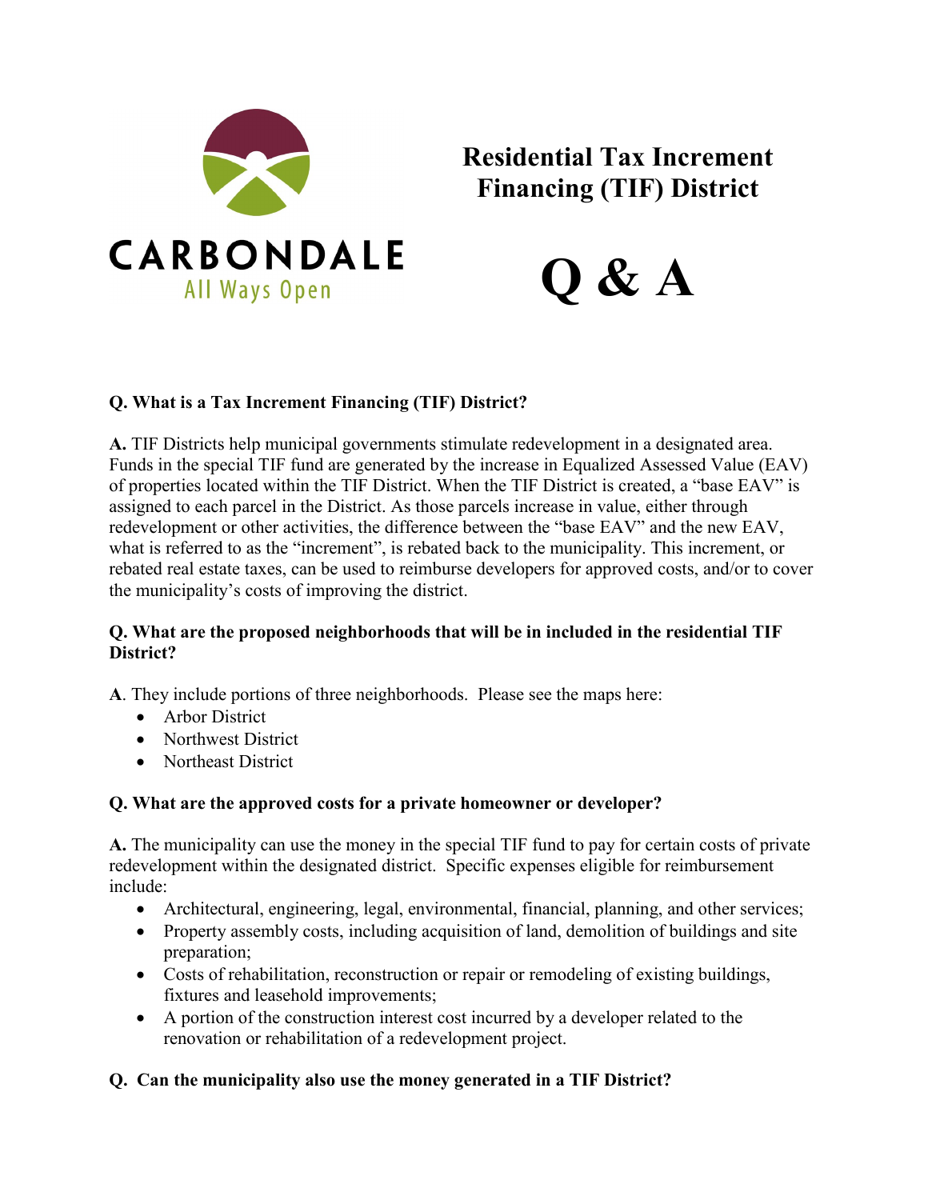CARBONDALE

All Ways Open

# Residential Tax Increment Financing (TIF) District

# Q & A

**Q. What is a Tax Increment Financing (TIF) District?**

**A.** TIF Districts help municipal governments stimulate redevelopment in a designated area. Funds in the special TIF fund are generated by the increase in Equalized Assessed Value (EAV) of properties located within the TIF District. When the TIF District is created, a "base EAV" is assigned to each parcel in the District. As those parcels increase in value, either through redevelopment or other activities, the difference between the "base EAV" and the new EAV, what is referred to as the "increment", is rebated back to the municipality. This increment, or rebated real estate taxes, can be used to reimburse developers for approved costs, and/or to cover the municipality's costs of improving the district.

**Q. What are the proposed neighborhoods that will be in included in the residential TIF District?**

**A**. They include portions of three neighborhoods. Please see the maps here:

- Arbor District
- Northwest District
- Northeast District

**Q. What are the approved costs for a private homeowner or developer?**

**A.** The municipality can use the money in the special TIF fund to pay for certain costs of private redevelopment within the designated district. Specific expenses eligible for reimbursement include:

- Architectural, engineering, legal, environmental, financial, planning, and other services;
- Property assembly costs, including acquisition of land, demolition of buildings and site preparation;
- Costs of rehabilitation, reconstruction or repair or remodeling of existing buildings, fixtures and leasehold improvements;
- A portion of the construction interest cost incurred by a developer related to the renovation or rehabilitation of a redevelopment project.

**Q. Can the municipality also use the money generated in a TIF District?**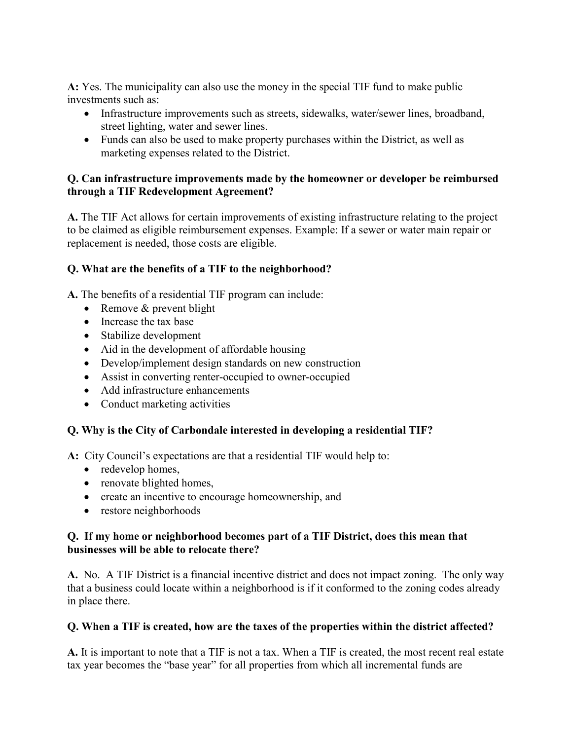**A:** Yes. The municipality can also use the money in the special TIF fund to make public investments such as:

- Infrastructure improvements such as streets, sidewalks, water/sewer lines, broadband, street lighting, water and sewer lines.
- Funds can also be used to make property purchases within the District, as well as marketing expenses related to the District.

**Q. Can infrastructure improvements made by the homeowner or developer be reimbursed through a TIF Redevelopment Agreement?**

**A.** The TIF Act allows for certain improvements of existing infrastructure relating to the project to be claimed as eligible reimbursement expenses. Example: If a sewer or water main repair or replacement is needed, those costs are eligible.

**Q. What are the benefits of a TIF to the neighborhood?**

**A.** The benefits of a residential TIF program can include:

- Remove & prevent blight
- Increase the tax base
- Stabilize development
- Aid in the development of affordable housing
- Develop/implement design standards on new construction
- Assist in converting renter-occupied to owner-occupied
- Add infrastructure enhancements
- Conduct marketing activities

**Q. Why is the City of Carbondale interested in developing a residential TIF?**

**A:** City Council's expectations are that a residential TIF would help to:

- redevelop homes,
- renovate blighted homes,
- create an incentive to encourage homeownership, and
- restore neighborhoods

**Q. If my home or neighborhood becomes part of a TIF District, does this mean that businesses will be able to relocate there?**

**A.** No. A TIF District is a financial incentive district and does not impact zoning. The only way that a business could locate within a neighborhood is if it conformed to the zoning codes already in place there.

**Q. When a TIF is created, how are the taxes of the properties within the district affected?**

**A.** It is important to note that a TIF is not a tax. When a TIF is created, the most recent real estate tax year becomes the "base year" for all properties from which all incremental funds are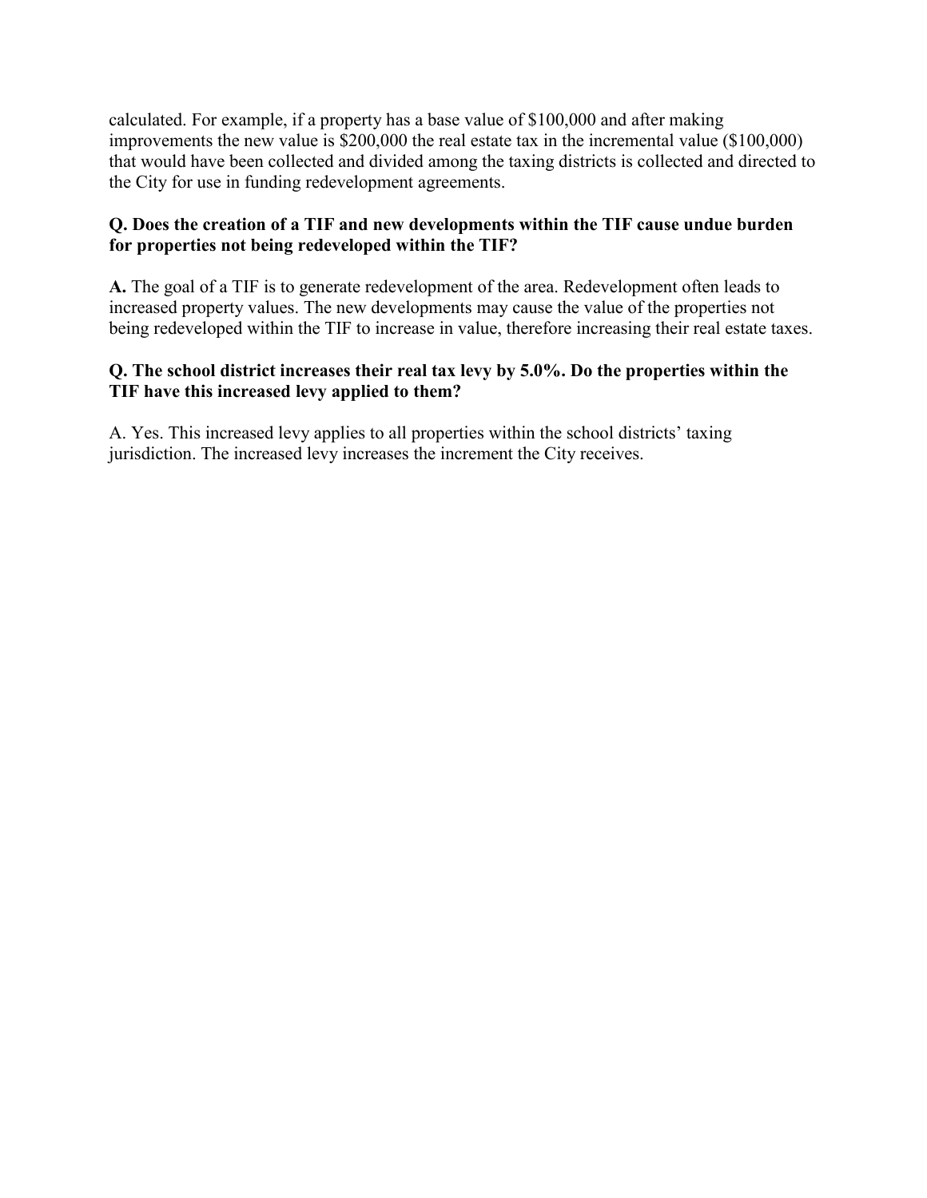calculated. For example, if a property has a base value of $100,000 and after making improvements the new value is $200,000 the real estate tax in the incremental value ($100,000) that would have been collected and divided among the taxing districts is collected and directed to the City for use in funding redevelopment agreements.

**Q. Does the creation of a TIF and new developments within the TIF cause undue burden for properties not being redeveloped within the TIF?**

**A.** The goal of a TIF is to generate redevelopment of the area. Redevelopment often leads to increased property values. The new developments may cause the value of the properties not being redeveloped within the TIF to increase in value, therefore increasing their real estate taxes.

**Q. The school district increases their real tax levy by 5.0%. Do the properties within the TIF have this increased levy applied to them?**

A. Yes. This increased levy applies to all properties within the school districts' taxing jurisdiction. The increased levy increases the increment the City receives.